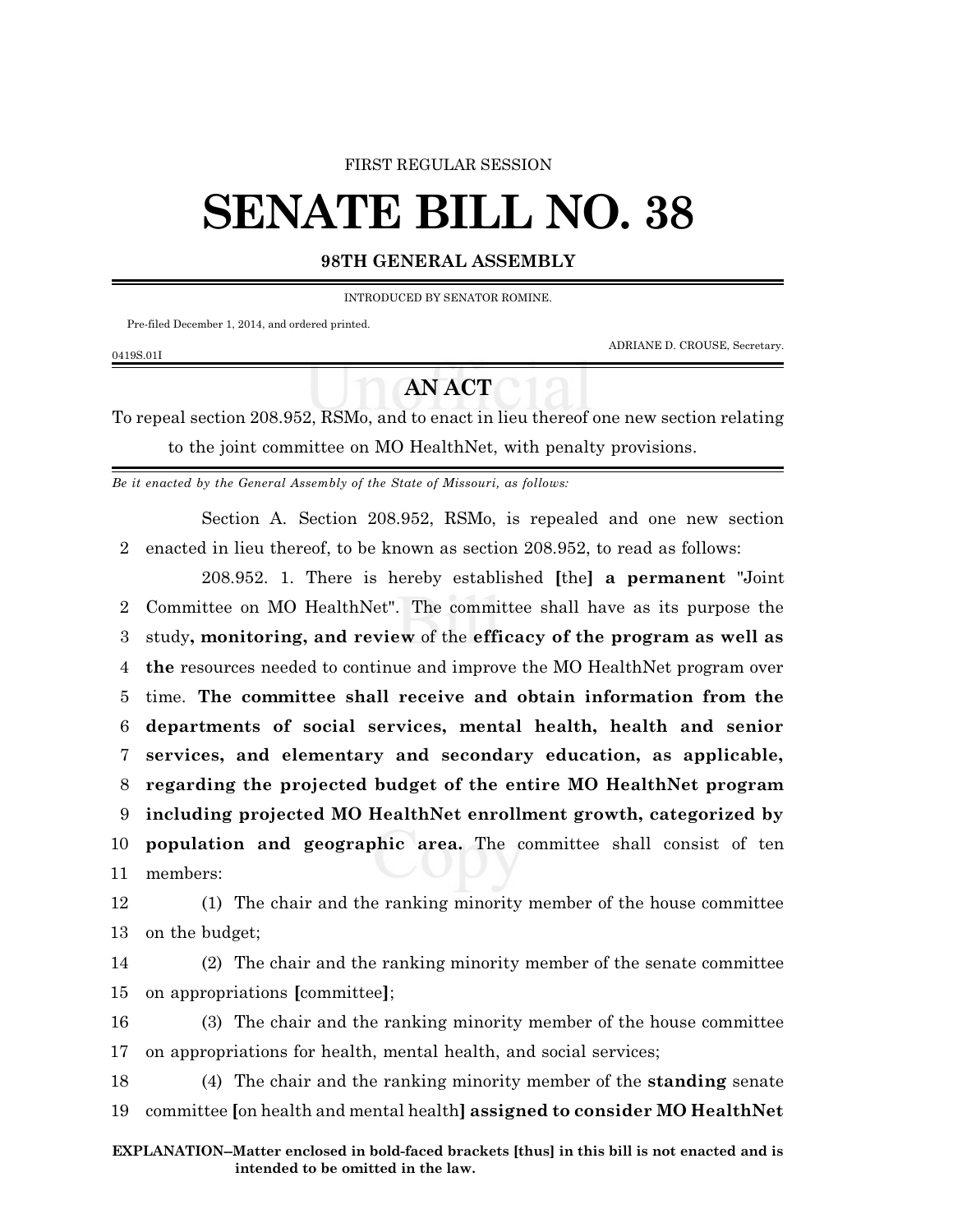FIRST REGULAR SESSION

# SENATE BILL NO. 38

**98TH GENERAL ASSEMBLY**

INTRODUCED BY SENATOR ROMINE.

Pre-filed December 1, 2014, and ordered printed.

ADRIANE D. CROUSE, Secretary.

0419S.01I

## AN ACT

To repeal section 208.952, RSMo, and to enact in lieu thereof one new section relating to the joint committee on MO HealthNet, with penalty provisions.

*Be it enacted by the General Assembly of the State of Missouri, as follows:*

Section A. Section 208.952, RSMo, is repealed and one new section enacted in lieu thereof, to be known as section 208.952, to read as follows:

208.952. 1. There is hereby established **[**the**]** **a permanent** "Joint Committee on MO HealthNet". The committee shall have as its purpose the study**, monitoring, and review** of the **efficacy of the program as well as the** resources needed to continue and improve the MO HealthNet program over time. **The committee shall receive and obtain information from the departments of social services, mental health, health and senior services, and elementary and secondary education, as applicable, regarding the projected budget of the entire MO HealthNet program including projected MO HealthNet enrollment growth, categorized by population and geographic area.** The committee shall consist of ten members:

(1) The chair and the ranking minority member of the house committee on the budget;

(2) The chair and the ranking minority member of the senate committee on appropriations **[**committee**]**;

(3) The chair and the ranking minority member of the house committee on appropriations for health, mental health, and social services;

(4) The chair and the ranking minority member of the **standing** senate committee **[**on health and mental health**]** **assigned to consider MO HealthNet**

**EXPLANATION–Matter enclosed in bold-faced brackets [thus] in this bill is not enacted and is intended to be omitted in the law.**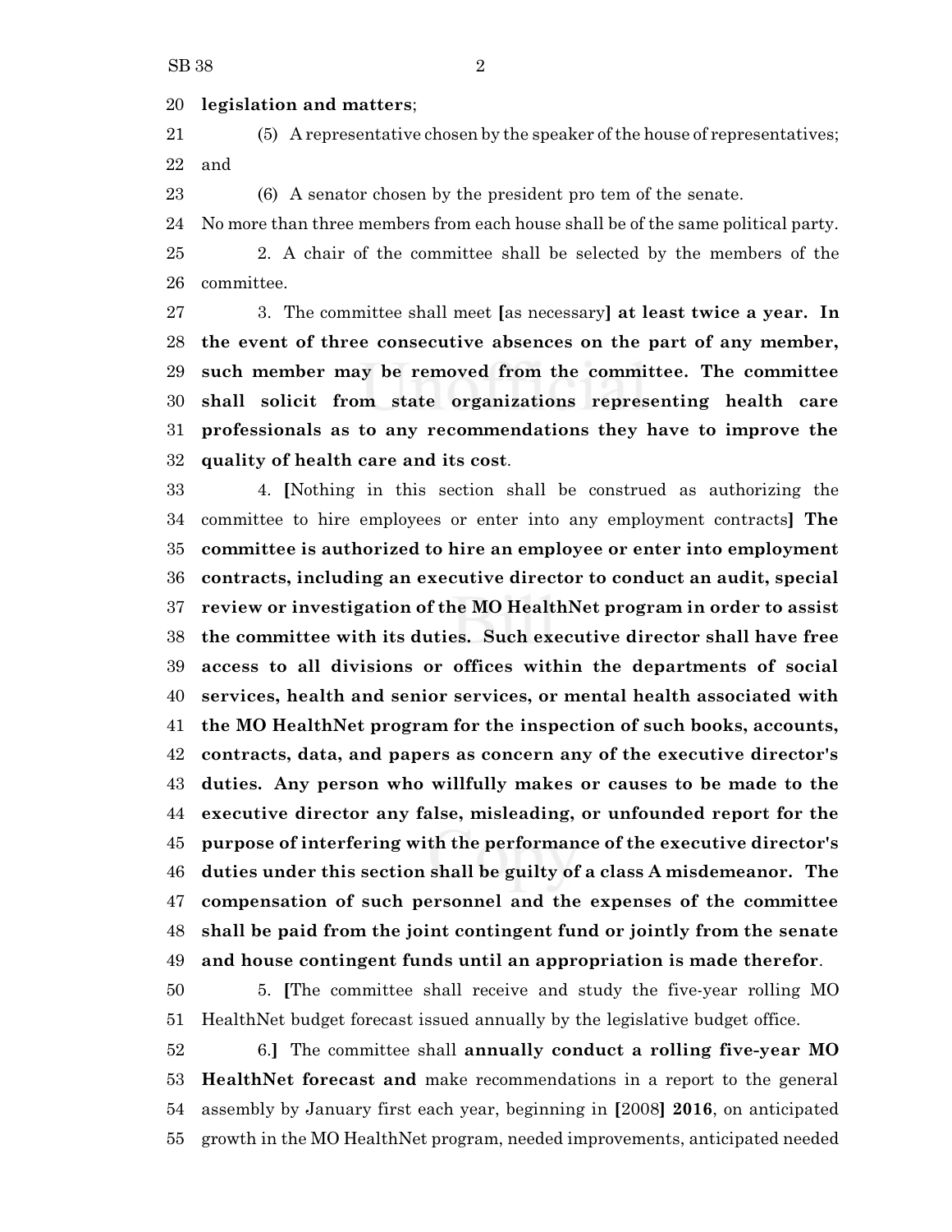**legislation and matters**;

(5) A representative chosen by the speaker of the house of representatives; and

(6) A senator chosen by the president pro tem of the senate.

No more than three members from each house shall be of the same political party.

2. A chair of the committee shall be selected by the members of the committee.

3. The committee shall meet [as necessary] **at least twice a year. In the event of three consecutive absences on the part of any member, such member may be removed from the committee. The committee shall solicit from state organizations representing health care professionals as to any recommendations they have to improve the quality of health care and its cost**.

4. [Nothing in this section shall be construed as authorizing the committee to hire employees or enter into any employment contracts] **The committee is authorized to hire an employee or enter into employment contracts, including an executive director to conduct an audit, special review or investigation of the MO HealthNet program in order to assist the committee with its duties. Such executive director shall have free access to all divisions or offices within the departments of social services, health and senior services, or mental health associated with the MO HealthNet program for the inspection of such books, accounts, contracts, data, and papers as concern any of the executive director's duties. Any person who willfully makes or causes to be made to the executive director any false, misleading, or unfounded report for the purpose of interfering with the performance of the executive director's duties under this section shall be guilty of a class A misdemeanor. The compensation of such personnel and the expenses of the committee shall be paid from the joint contingent fund or jointly from the senate and house contingent funds until an appropriation is made therefor**.

5. [The committee shall receive and study the five-year rolling MO HealthNet budget forecast issued annually by the legislative budget office.

6.] The committee shall **annually conduct a rolling five-year MO HealthNet forecast and** make recommendations in a report to the general assembly by January first each year, beginning in [2008] **2016**, on anticipated growth in the MO HealthNet program, needed improvements, anticipated needed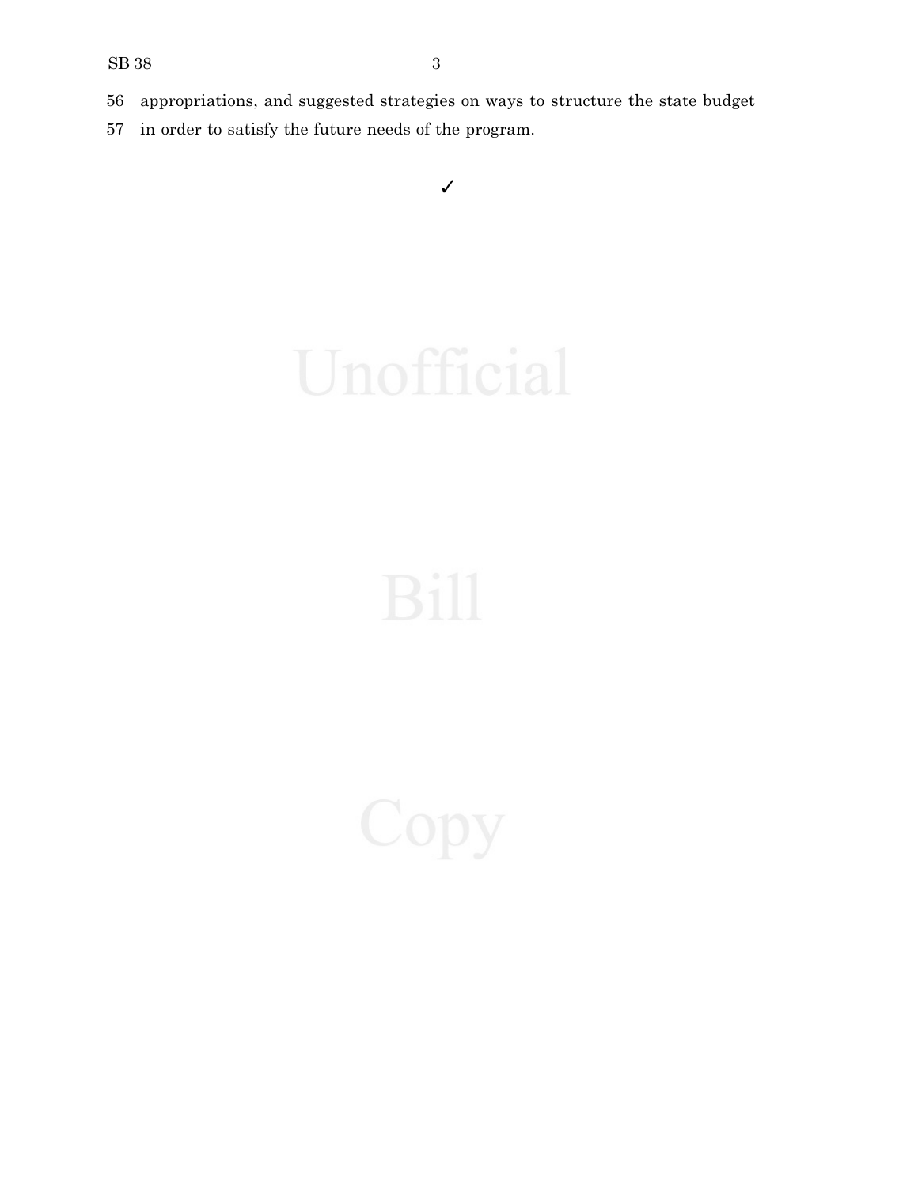56 appropriations, and suggested strategies on ways to structure the state budget
57 in order to satisfy the future needs of the program.

✓